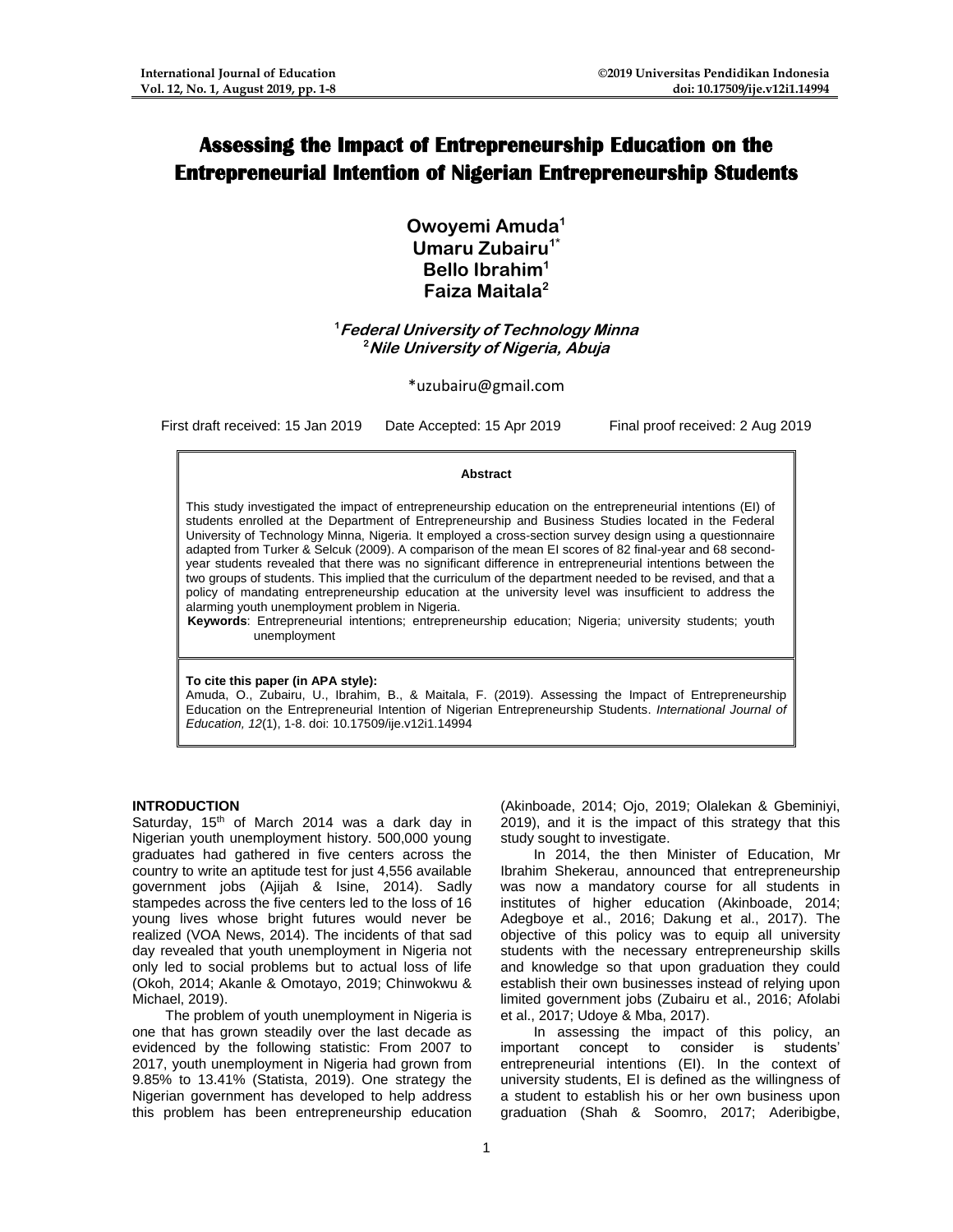# Assessing the Impact of Entrepreneurship Education on the Entrepreneurial Intention of Nigerian Entrepreneurship Students

**Owoyemi Amuda[1]**
**Umaru Zubairu[1*]**
**Bello Ibrahim[1]**
**Faiza Maitala[2]**

[1] ***Federal University of Technology Minna***
[2] ***Nile University of Nigeria, Abuja***

*uzubairu@gmail.com

First draft received: 15 Jan 2019 Date Accepted: 15 Apr 2019 Final proof received: 2 Aug 2019

**Abstract**

This study investigated the impact of entrepreneurship education on the entrepreneurial intentions (EI) of students enrolled at the Department of Entrepreneurship and Business Studies located in the Federal University of Technology Minna, Nigeria. It employed a cross-section survey design using a questionnaire adapted from Turker & Selcuk (2009). A comparison of the mean EI scores of 82 final-year and 68 second-year students revealed that there was no significant difference in entrepreneurial intentions between the two groups of students. This implied that the curriculum of the department needed to be revised, and that a policy of mandating entrepreneurship education at the university level was insufficient to address the alarming youth unemployment problem in Nigeria.

**Keywords**: Entrepreneurial intentions; entrepreneurship education; Nigeria; university students; youth unemployment

**To cite this paper (in APA style):**
Amuda, O., Zubairu, U., Ibrahim, B., & Maitala, F. (2019). Assessing the Impact of Entrepreneurship Education on the Entrepreneurial Intention of Nigerian Entrepreneurship Students. *International Journal of Education, 12*(1), 1-8. doi: 10.17509/ije.v12i1.14994

## INTRODUCTION

Saturday, 15th of March 2014 was a dark day in Nigerian youth unemployment history. 500,000 young graduates had gathered in five centers across the country to write an aptitude test for just 4,556 available government jobs (Ajijah & Isine, 2014). Sadly stampedes across the five centers led to the loss of 16 young lives whose bright futures would never be realized (VOA News, 2014). The incidents of that sad day revealed that youth unemployment in Nigeria not only led to social problems but to actual loss of life (Okoh, 2014; Akanle & Omotayo, 2019; Chinwokwu & Michael, 2019).

The problem of youth unemployment in Nigeria is one that has grown steadily over the last decade as evidenced by the following statistic: From 2007 to 2017, youth unemployment in Nigeria had grown from 9.85% to 13.41% (Statista, 2019). One strategy the Nigerian government has developed to help address this problem has been entrepreneurship education (Akinboade, 2014; Ojo, 2019; Olalekan & Gbeminiyi, 2019), and it is the impact of this strategy that this study sought to investigate.

In 2014, the then Minister of Education, Mr Ibrahim Shekerau, announced that entrepreneurship was now a mandatory course for all students in institutes of higher education (Akinboade, 2014; Adegboye et al., 2016; Dakung et al., 2017). The objective of this policy was to equip all university students with the necessary entrepreneurship skills and knowledge so that upon graduation they could establish their own businesses instead of relying upon limited government jobs (Zubairu et al., 2016; Afolabi et al., 2017; Udoye & Mba, 2017).

In assessing the impact of this policy, an important concept to consider is students' entrepreneurial intentions (EI). In the context of university students, EI is defined as the willingness of a student to establish his or her own business upon graduation (Shah & Soomro, 2017; Aderibigbe,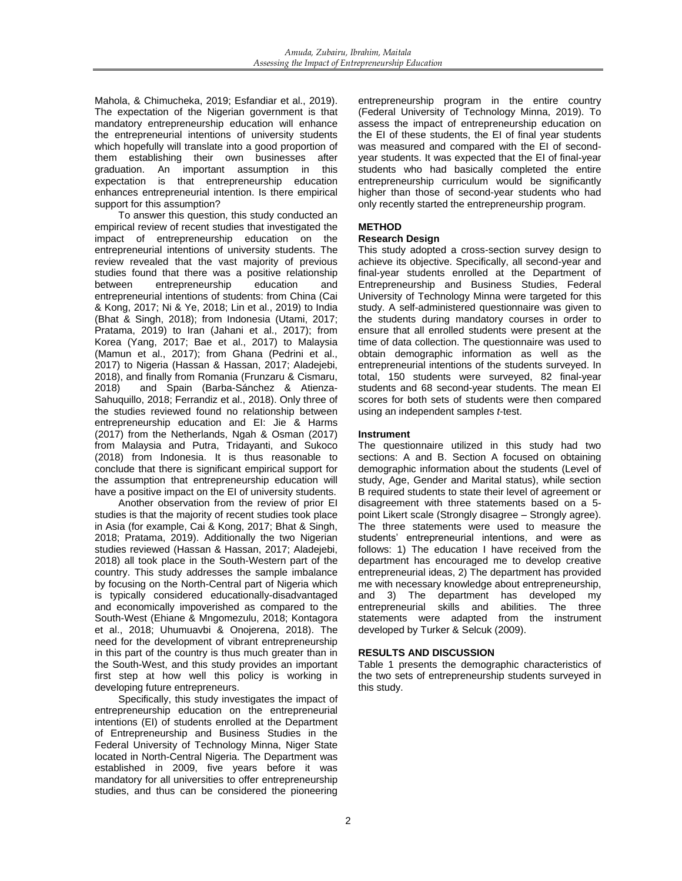Mahola, & Chimucheka, 2019; Esfandiar et al., 2019). The expectation of the Nigerian government is that mandatory entrepreneurship education will enhance the entrepreneurial intentions of university students which hopefully will translate into a good proportion of them establishing their own businesses after graduation. An important assumption in this expectation is that entrepreneurship education enhances entrepreneurial intention. Is there empirical support for this assumption?

To answer this question, this study conducted an empirical review of recent studies that investigated the impact of entrepreneurship education on the entrepreneurial intentions of university students. The review revealed that the vast majority of previous studies found that there was a positive relationship between entrepreneurship education and entrepreneurial intentions of students: from China (Cai & Kong, 2017; Ni & Ye, 2018; Lin et al., 2019) to India (Bhat & Singh, 2018); from Indonesia (Utami, 2017; Pratama, 2019) to Iran (Jahani et al., 2017); from Korea (Yang, 2017; Bae et al., 2017) to Malaysia (Mamun et al., 2017); from Ghana (Pedrini et al., 2017) to Nigeria (Hassan & Hassan, 2017; Aladejebi, 2018), and finally from Romania (Frunzaru & Cismaru, 2018) and Spain (Barba-Sánchez & Atienza-Sahuquillo, 2018; Ferrandiz et al., 2018). Only three of the studies reviewed found no relationship between entrepreneurship education and EI: Jie & Harms (2017) from the Netherlands, Ngah & Osman (2017) from Malaysia and Putra, Tridayanti, and Sukoco (2018) from Indonesia. It is thus reasonable to conclude that there is significant empirical support for the assumption that entrepreneurship education will have a positive impact on the EI of university students.

Another observation from the review of prior EI studies is that the majority of recent studies took place in Asia (for example, Cai & Kong, 2017; Bhat & Singh, 2018; Pratama, 2019). Additionally the two Nigerian studies reviewed (Hassan & Hassan, 2017; Aladejebi, 2018) all took place in the South-Western part of the country. This study addresses the sample imbalance by focusing on the North-Central part of Nigeria which is typically considered educationally-disadvantaged and economically impoverished as compared to the South-West (Ehiane & Mngomezulu, 2018; Kontagora et al., 2018; Uhumuavbi & Onojerena, 2018). The need for the development of vibrant entrepreneurship in this part of the country is thus much greater than in the South-West, and this study provides an important first step at how well this policy is working in developing future entrepreneurs.

Specifically, this study investigates the impact of entrepreneurship education on the entrepreneurial intentions (EI) of students enrolled at the Department of Entrepreneurship and Business Studies in the Federal University of Technology Minna, Niger State located in North-Central Nigeria. The Department was established in 2009, five years before it was mandatory for all universities to offer entrepreneurship studies, and thus can be considered the pioneering entrepreneurship program in the entire country (Federal University of Technology Minna, 2019). To assess the impact of entrepreneurship education on the EI of these students, the EI of final year students was measured and compared with the EI of second-year students. It was expected that the EI of final-year students who had basically completed the entire entrepreneurship curriculum would be significantly higher than those of second-year students who had only recently started the entrepreneurship program.

## METHOD

### Research Design

This study adopted a cross-section survey design to achieve its objective. Specifically, all second-year and final-year students enrolled at the Department of Entrepreneurship and Business Studies, Federal University of Technology Minna were targeted for this study. A self-administered questionnaire was given to the students during mandatory courses in order to ensure that all enrolled students were present at the time of data collection. The questionnaire was used to obtain demographic information as well as the entrepreneurial intentions of the students surveyed. In total, 150 students were surveyed, 82 final-year students and 68 second-year students. The mean EI scores for both sets of students were then compared using an independent samples *t*-test.

### Instrument

The questionnaire utilized in this study had two sections: A and B. Section A focused on obtaining demographic information about the students (Level of study, Age, Gender and Marital status), while section B required students to state their level of agreement or disagreement with three statements based on a 5-point Likert scale (Strongly disagree – Strongly agree). The three statements were used to measure the students' entrepreneurial intentions, and were as follows: 1) The education I have received from the department has encouraged me to develop creative entrepreneurial ideas, 2) The department has provided me with necessary knowledge about entrepreneurship, and 3) The department has developed my entrepreneurial skills and abilities. The three statements were adapted from the instrument developed by Turker & Selcuk (2009).

## RESULTS AND DISCUSSION

Table 1 presents the demographic characteristics of the two sets of entrepreneurship students surveyed in this study.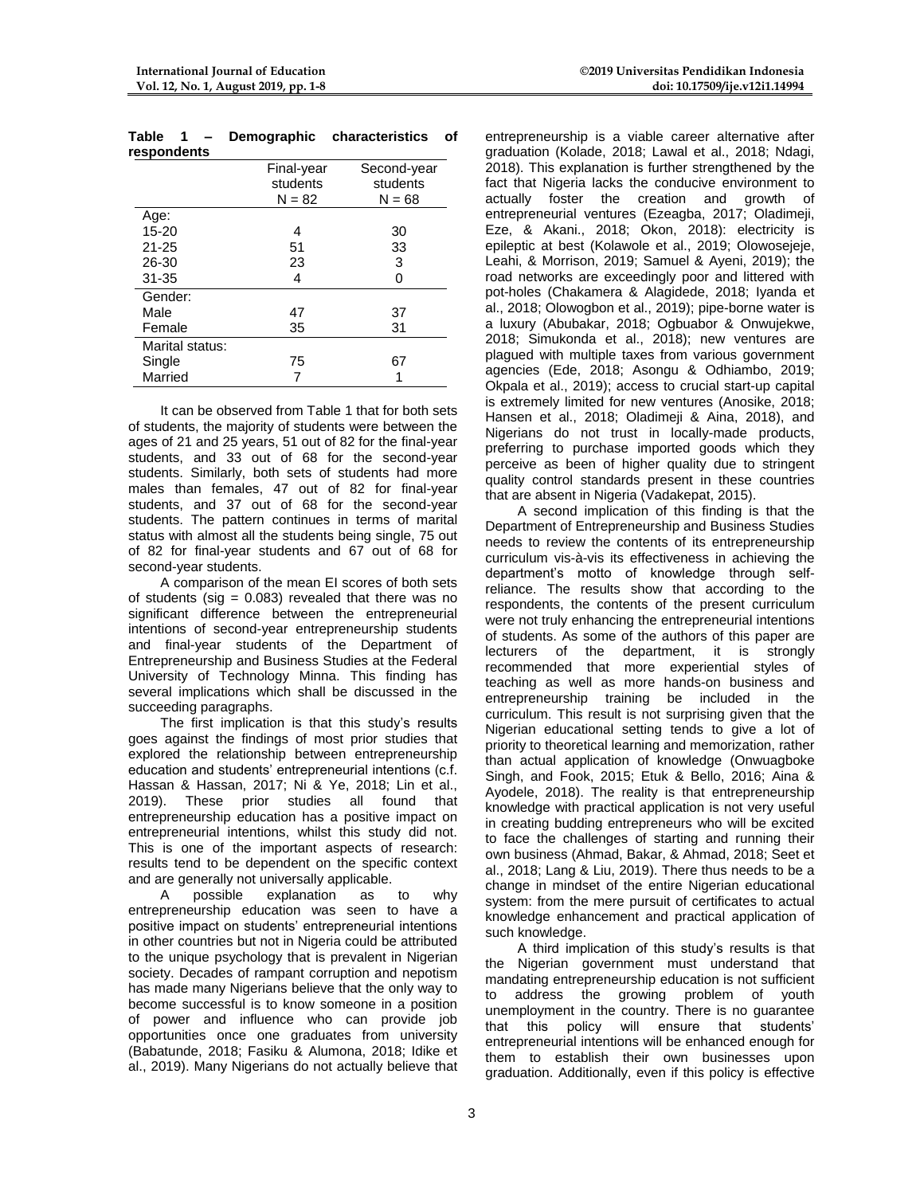**Table 1 – Demographic characteristics of respondents**

| | Final-year students N = 82 | Second-year students N = 68 |
|---|---|---|
| Age: | | |
| 15-20 | 4 | 30 |
| 21-25 | 51 | 33 |
| 26-30 | 23 | 3 |
| 31-35 | 4 | 0 |
| Gender: | | |
| Male | 47 | 37 |
| Female | 35 | 31 |
| Marital status: | | |
| Single | 75 | 67 |
| Married | 7 | 1 |

It can be observed from Table 1 that for both sets of students, the majority of students were between the ages of 21 and 25 years, 51 out of 82 for the final-year students, and 33 out of 68 for the second-year students. Similarly, both sets of students had more males than females, 47 out of 82 for final-year students, and 37 out of 68 for the second-year students. The pattern continues in terms of marital status with almost all the students being single, 75 out of 82 for final-year students and 67 out of 68 for second-year students.

A comparison of the mean EI scores of both sets of students (sig = 0.083) revealed that there was no significant difference between the entrepreneurial intentions of second-year entrepreneurship students and final-year students of the Department of Entrepreneurship and Business Studies at the Federal University of Technology Minna. This finding has several implications which shall be discussed in the succeeding paragraphs.

The first implication is that this study's results goes against the findings of most prior studies that explored the relationship between entrepreneurship education and students' entrepreneurial intentions (c.f. Hassan & Hassan, 2017; Ni & Ye, 2018; Lin et al., 2019). These prior studies all found that entrepreneurship education has a positive impact on entrepreneurial intentions, whilst this study did not. This is one of the important aspects of research: results tend to be dependent on the specific context and are generally not universally applicable.

A possible explanation as to why entrepreneurship education was seen to have a positive impact on students' entrepreneurial intentions in other countries but not in Nigeria could be attributed to the unique psychology that is prevalent in Nigerian society. Decades of rampant corruption and nepotism has made many Nigerians believe that the only way to become successful is to know someone in a position of power and influence who can provide job opportunities once one graduates from university (Babatunde, 2018; Fasiku & Alumona, 2018; Idike et al., 2019). Many Nigerians do not actually believe that entrepreneurship is a viable career alternative after graduation (Kolade, 2018; Lawal et al., 2018; Ndagi, 2018). This explanation is further strengthened by the fact that Nigeria lacks the conducive environment to actually foster the creation and growth of entrepreneurial ventures (Ezeagba, 2017; Oladimeji, Eze, & Akani., 2018; Okon, 2018): electricity is epileptic at best (Kolawole et al., 2019; Olowosejeje, Leahi, & Morrison, 2019; Samuel & Ayeni, 2019); the road networks are exceedingly poor and littered with pot-holes (Chakamera & Alagidede, 2018; Iyanda et al., 2018; Olowogbon et al., 2019); pipe-borne water is a luxury (Abubakar, 2018; Ogbuabor & Onwujekwe, 2018; Simukonda et al., 2018); new ventures are plagued with multiple taxes from various government agencies (Ede, 2018; Asongu & Odhiambo, 2019; Okpala et al., 2019); access to crucial start-up capital is extremely limited for new ventures (Anosike, 2018; Hansen et al., 2018; Oladimeji & Aina, 2018), and Nigerians do not trust in locally-made products, preferring to purchase imported goods which they perceive as been of higher quality due to stringent quality control standards present in these countries that are absent in Nigeria (Vadakepat, 2015).

A second implication of this finding is that the Department of Entrepreneurship and Business Studies needs to review the contents of its entrepreneurship curriculum vis-à-vis its effectiveness in achieving the department's motto of knowledge through self-reliance. The results show that according to the respondents, the contents of the present curriculum were not truly enhancing the entrepreneurial intentions of students. As some of the authors of this paper are lecturers of the department, it is strongly recommended that more experiential styles of teaching as well as more hands-on business and entrepreneurship training be included in the curriculum. This result is not surprising given that the Nigerian educational setting tends to give a lot of priority to theoretical learning and memorization, rather than actual application of knowledge (Onwuagboke Singh, and Fook, 2015; Etuk & Bello, 2016; Aina & Ayodele, 2018). The reality is that entrepreneurship knowledge with practical application is not very useful in creating budding entrepreneurs who will be excited to face the challenges of starting and running their own business (Ahmad, Bakar, & Ahmad, 2018; Seet et al., 2018; Lang & Liu, 2019). There thus needs to be a change in mindset of the entire Nigerian educational system: from the mere pursuit of certificates to actual knowledge enhancement and practical application of such knowledge.

A third implication of this study's results is that the Nigerian government must understand that mandating entrepreneurship education is not sufficient to address the growing problem of youth unemployment in the country. There is no guarantee that this policy will ensure that students' entrepreneurial intentions will be enhanced enough for them to establish their own businesses upon graduation. Additionally, even if this policy is effective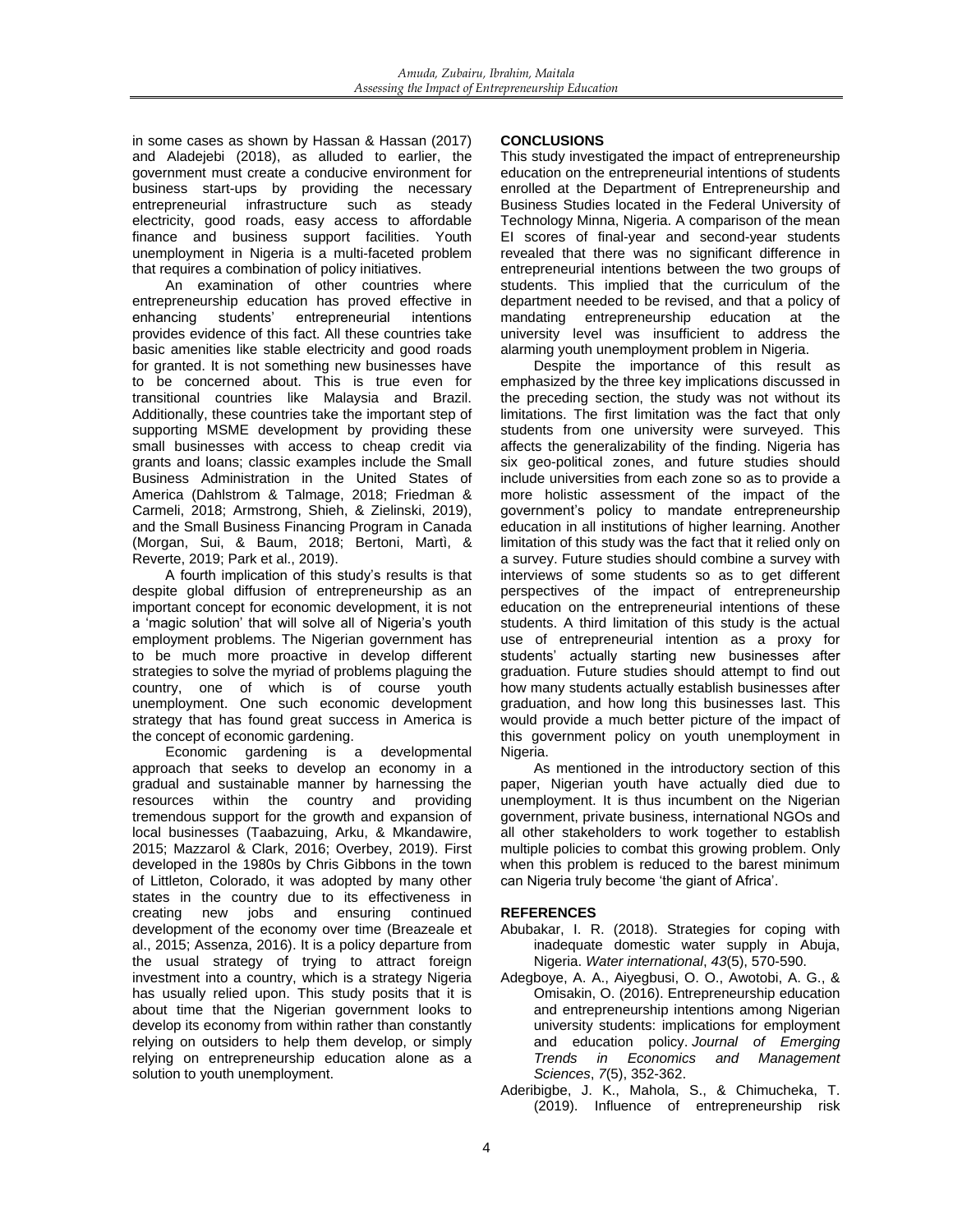in some cases as shown by Hassan & Hassan (2017) and Aladejebi (2018), as alluded to earlier, the government must create a conducive environment for business start-ups by providing the necessary entrepreneurial infrastructure such as steady electricity, good roads, easy access to affordable finance and business support facilities. Youth unemployment in Nigeria is a multi-faceted problem that requires a combination of policy initiatives.

An examination of other countries where entrepreneurship education has proved effective in enhancing students' entrepreneurial intentions provides evidence of this fact. All these countries take basic amenities like stable electricity and good roads for granted. It is not something new businesses have to be concerned about. This is true even for transitional countries like Malaysia and Brazil. Additionally, these countries take the important step of supporting MSME development by providing these small businesses with access to cheap credit via grants and loans; classic examples include the Small Business Administration in the United States of America (Dahlstrom & Talmage, 2018; Friedman & Carmeli, 2018; Armstrong, Shieh, & Zielinski, 2019), and the Small Business Financing Program in Canada (Morgan, Sui, & Baum, 2018; Bertoni, Martì, & Reverte, 2019; Park et al., 2019).

A fourth implication of this study's results is that despite global diffusion of entrepreneurship as an important concept for economic development, it is not a 'magic solution' that will solve all of Nigeria's youth employment problems. The Nigerian government has to be much more proactive in develop different strategies to solve the myriad of problems plaguing the country, one of which is of course youth unemployment. One such economic development strategy that has found great success in America is the concept of economic gardening.

Economic gardening is a developmental approach that seeks to develop an economy in a gradual and sustainable manner by harnessing the resources within the country and providing tremendous support for the growth and expansion of local businesses (Taabazuing, Arku, & Mkandawire, 2015; Mazzarol & Clark, 2016; Overbey, 2019). First developed in the 1980s by Chris Gibbons in the town of Littleton, Colorado, it was adopted by many other states in the country due to its effectiveness in creating new jobs and ensuring continued development of the economy over time (Breazeale et al., 2015; Assenza, 2016). It is a policy departure from the usual strategy of trying to attract foreign investment into a country, which is a strategy Nigeria has usually relied upon. This study posits that it is about time that the Nigerian government looks to develop its economy from within rather than constantly relying on outsiders to help them develop, or simply relying on entrepreneurship education alone as a solution to youth unemployment.

## CONCLUSIONS

This study investigated the impact of entrepreneurship education on the entrepreneurial intentions of students enrolled at the Department of Entrepreneurship and Business Studies located in the Federal University of Technology Minna, Nigeria. A comparison of the mean EI scores of final-year and second-year students revealed that there was no significant difference in entrepreneurial intentions between the two groups of students. This implied that the curriculum of the department needed to be revised, and that a policy of mandating entrepreneurship education at the university level was insufficient to address the alarming youth unemployment problem in Nigeria.

Despite the importance of this result as emphasized by the three key implications discussed in the preceding section, the study was not without its limitations. The first limitation was the fact that only students from one university were surveyed. This affects the generalizability of the finding. Nigeria has six geo-political zones, and future studies should include universities from each zone so as to provide a more holistic assessment of the impact of the government's policy to mandate entrepreneurship education in all institutions of higher learning. Another limitation of this study was the fact that it relied only on a survey. Future studies should combine a survey with interviews of some students so as to get different perspectives of the impact of entrepreneurship education on the entrepreneurial intentions of these students. A third limitation of this study is the actual use of entrepreneurial intention as a proxy for students' actually starting new businesses after graduation. Future studies should attempt to find out how many students actually establish businesses after graduation, and how long this businesses last. This would provide a much better picture of the impact of this government policy on youth unemployment in Nigeria.

As mentioned in the introductory section of this paper, Nigerian youth have actually died due to unemployment. It is thus incumbent on the Nigerian government, private business, international NGOs and all other stakeholders to work together to establish multiple policies to combat this growing problem. Only when this problem is reduced to the barest minimum can Nigeria truly become 'the giant of Africa'.

## REFERENCES

Abubakar, I. R. (2018). Strategies for coping with inadequate domestic water supply in Abuja, Nigeria. *Water international*, *43*(5), 570-590.

Adegboye, A. A., Aiyegbusi, O. O., Awotobi, A. G., & Omisakin, O. (2016). Entrepreneurship education and entrepreneurship intentions among Nigerian university students: implications for employment and education policy. *Journal of Emerging Trends in Economics and Management Sciences*, *7*(5), 352-362.

Aderibigbe, J. K., Mahola, S., & Chimucheka, T. (2019). Influence of entrepreneurship risk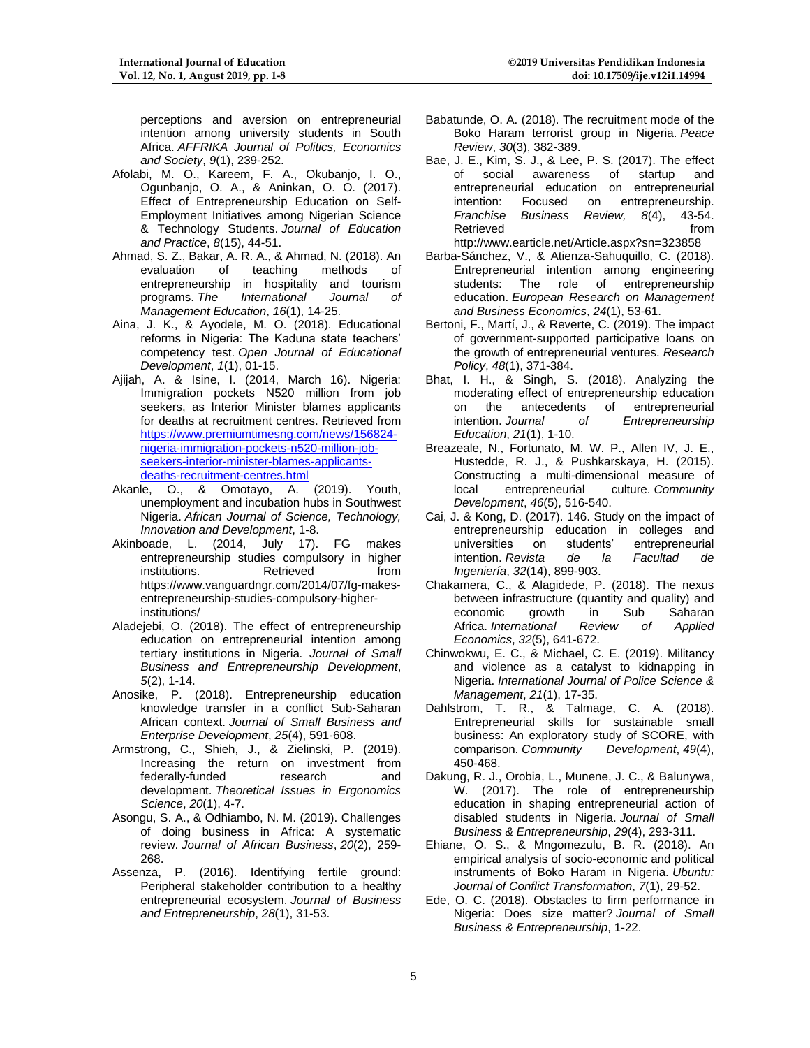perceptions and aversion on entrepreneurial intention among university students in South Africa. *AFFRIKA Journal of Politics, Economics and Society*, *9*(1), 239-252.

Afolabi, M. O., Kareem, F. A., Okubanjo, I. O., Ogunbanjo, O. A., & Aninkan, O. O. (2017). Effect of Entrepreneurship Education on Self-Employment Initiatives among Nigerian Science & Technology Students. *Journal of Education and Practice*, *8*(15), 44-51.

Ahmad, S. Z., Bakar, A. R. A., & Ahmad, N. (2018). An evaluation of teaching methods of entrepreneurship in hospitality and tourism programs. *The International Journal of Management Education*, *16*(1), 14-25.

Aina, J. K., & Ayodele, M. O. (2018). Educational reforms in Nigeria: The Kaduna state teachers' competency test. *Open Journal of Educational Development*, *1*(1), 01-15.

Ajijah, A. & Isine, I. (2014, March 16). Nigeria: Immigration pockets N520 million from job seekers, as Interior Minister blames applicants for deaths at recruitment centres. Retrieved from https://www.premiumtimesng.com/news/156824-nigeria-immigration-pockets-n520-million-job-seekers-interior-minister-blames-applicants-deaths-recruitment-centres.html

Akanle, O., & Omotayo, A. (2019). Youth, unemployment and incubation hubs in Southwest Nigeria. *African Journal of Science, Technology, Innovation and Development*, 1-8.

Akinboade, L. (2014, July 17). FG makes entrepreneurship studies compulsory in higher institutions. Retrieved from https://www.vanguardngr.com/2014/07/fg-makes-entrepreneurship-studies-compulsory-higher-institutions/

Aladejebi, O. (2018). The effect of entrepreneurship education on entrepreneurial intention among tertiary institutions in Nigeria*. Journal of Small Business and Entrepreneurship Development*, *5*(2), 1-14.

Anosike, P. (2018). Entrepreneurship education knowledge transfer in a conflict Sub-Saharan African context. *Journal of Small Business and Enterprise Development*, *25*(4), 591-608.

Armstrong, C., Shieh, J., & Zielinski, P. (2019). Increasing the return on investment from federally-funded research and development. *Theoretical Issues in Ergonomics Science*, *20*(1), 4-7.

Asongu, S. A., & Odhiambo, N. M. (2019). Challenges of doing business in Africa: A systematic review. *Journal of African Business*, *20*(2), 259-268.

Assenza, P. (2016). Identifying fertile ground: Peripheral stakeholder contribution to a healthy entrepreneurial ecosystem. *Journal of Business and Entrepreneurship*, *28*(1), 31-53.

Babatunde, O. A. (2018). The recruitment mode of the Boko Haram terrorist group in Nigeria. *Peace Review*, *30*(3), 382-389.

Bae, J. E., Kim, S. J., & Lee, P. S. (2017). The effect of social awareness of startup and entrepreneurial education on entrepreneurial intention: Focused on entrepreneurship. *Franchise Business Review, 8*(4), 43-54. Retrieved from http://www.earticle.net/Article.aspx?sn=323858

Barba-Sánchez, V., & Atienza-Sahuquillo, C. (2018). Entrepreneurial intention among engineering students: The role of entrepreneurship education. *European Research on Management and Business Economics*, *24*(1), 53-61.

Bertoni, F., Martí, J., & Reverte, C. (2019). The impact of government-supported participative loans on the growth of entrepreneurial ventures. *Research Policy*, *48*(1), 371-384.

Bhat, I. H., & Singh, S. (2018). Analyzing the moderating effect of entrepreneurship education on the antecedents of entrepreneurial intention. *Journal of Entrepreneurship Education*, *21*(1), 1-10.

Breazeale, N., Fortunato, M. W. P., Allen IV, J. E., Hustedde, R. J., & Pushkarskaya, H. (2015). Constructing a multi-dimensional measure of local entrepreneurial culture. *Community Development*, *46*(5), 516-540.

Cai, J. & Kong, D. (2017). 146. Study on the impact of entrepreneurship education in colleges and universities on students' entrepreneurial intention. *Revista de la Facultad de Ingeniería*, *32*(14), 899-903.

Chakamera, C., & Alagidede, P. (2018). The nexus between infrastructure (quantity and quality) and economic growth in Sub Saharan Africa. *International Review of Applied Economics*, *32*(5), 641-672.

Chinwokwu, E. C., & Michael, C. E. (2019). Militancy and violence as a catalyst to kidnapping in Nigeria. *International Journal of Police Science & Management*, *21*(1), 17-35.

Dahlstrom, T. R., & Talmage, C. A. (2018). Entrepreneurial skills for sustainable small business: An exploratory study of SCORE, with comparison. *Community Development*, *49*(4), 450-468.

Dakung, R. J., Orobia, L., Munene, J. C., & Balunywa, W. (2017). The role of entrepreneurship education in shaping entrepreneurial action of disabled students in Nigeria. *Journal of Small Business & Entrepreneurship*, *29*(4), 293-311.

Ehiane, O. S., & Mngomezulu, B. R. (2018). An empirical analysis of socio-economic and political instruments of Boko Haram in Nigeria. *Ubuntu: Journal of Conflict Transformation*, *7*(1), 29-52.

Ede, O. C. (2018). Obstacles to firm performance in Nigeria: Does size matter? *Journal of Small Business & Entrepreneurship*, 1-22.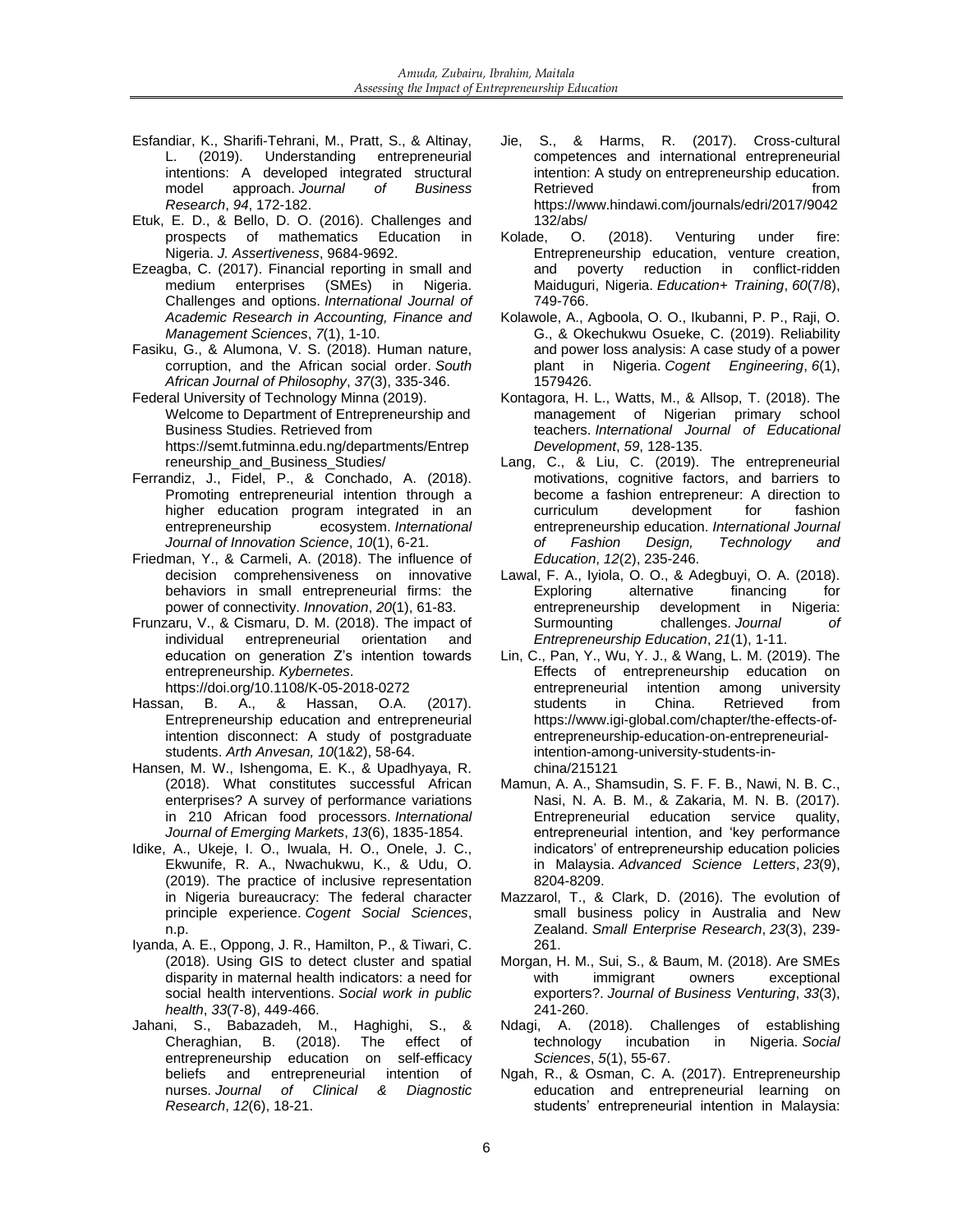Esfandiar, K., Sharifi-Tehrani, M., Pratt, S., & Altinay, L. (2019). Understanding entrepreneurial intentions: A developed integrated structural model approach. *Journal of Business Research*, *94*, 172-182.

Etuk, E. D., & Bello, D. O. (2016). Challenges and prospects of mathematics Education in Nigeria. *J. Assertiveness*, 9684-9692.

Ezeagba, C. (2017). Financial reporting in small and medium enterprises (SMEs) in Nigeria. Challenges and options. *International Journal of Academic Research in Accounting, Finance and Management Sciences*, *7*(1), 1-10.

Fasiku, G., & Alumona, V. S. (2018). Human nature, corruption, and the African social order. *South African Journal of Philosophy*, *37*(3), 335-346.

Federal University of Technology Minna (2019). Welcome to Department of Entrepreneurship and Business Studies. Retrieved from https://semt.futminna.edu.ng/departments/Entrepreneurship_and_Business_Studies/

Ferrandiz, J., Fidel, P., & Conchado, A. (2018). Promoting entrepreneurial intention through a higher education program integrated in an entrepreneurship ecosystem. *International Journal of Innovation Science*, *10*(1), 6-21.

Friedman, Y., & Carmeli, A. (2018). The influence of decision comprehensiveness on innovative behaviors in small entrepreneurial firms: the power of connectivity. *Innovation*, *20*(1), 61-83.

Frunzaru, V., & Cismaru, D. M. (2018). The impact of individual entrepreneurial orientation and education on generation Z's intention towards entrepreneurship. *Kybernetes*. https://doi.org/10.1108/K-05-2018-0272

Hassan, B. A., & Hassan, O.A. (2017). Entrepreneurship education and entrepreneurial intention disconnect: A study of postgraduate students. *Arth Anvesan, 10*(1&2), 58-64.

Hansen, M. W., Ishengoma, E. K., & Upadhyaya, R. (2018). What constitutes successful African enterprises? A survey of performance variations in 210 African food processors. *International Journal of Emerging Markets*, *13*(6), 1835-1854.

Idike, A., Ukeje, I. O., Iwuala, H. O., Onele, J. C., Ekwunife, R. A., Nwachukwu, K., & Udu, O. (2019). The practice of inclusive representation in Nigeria bureaucracy: The federal character principle experience. *Cogent Social Sciences*, n.p.

Iyanda, A. E., Oppong, J. R., Hamilton, P., & Tiwari, C. (2018). Using GIS to detect cluster and spatial disparity in maternal health indicators: a need for social health interventions. *Social work in public health*, *33*(7-8), 449-466.

Jahani, S., Babazadeh, M., Haghighi, S., & Cheraghian, B. (2018). The effect of entrepreneurship education on self-efficacy beliefs and entrepreneurial intention of nurses. *Journal of Clinical & Diagnostic Research*, *12*(6), 18-21.

Jie, S., & Harms, R. (2017). Cross-cultural competences and international entrepreneurial intention: A study on entrepreneurship education. Retrieved from https://www.hindawi.com/journals/edri/2017/9042132/abs/

Kolade, O. (2018). Venturing under fire: Entrepreneurship education, venture creation, and poverty reduction in conflict-ridden Maiduguri, Nigeria. *Education+ Training*, *60*(7/8), 749-766.

Kolawole, A., Agboola, O. O., Ikubanni, P. P., Raji, O. G., & Okechukwu Osueke, C. (2019). Reliability and power loss analysis: A case study of a power plant in Nigeria. *Cogent Engineering*, *6*(1), 1579426.

Kontagora, H. L., Watts, M., & Allsop, T. (2018). The management of Nigerian primary school teachers. *International Journal of Educational Development*, *59*, 128-135.

Lang, C., & Liu, C. (2019). The entrepreneurial motivations, cognitive factors, and barriers to become a fashion entrepreneur: A direction to curriculum development for fashion entrepreneurship education. *International Journal of Fashion Design, Technology and Education*, *12*(2), 235-246.

Lawal, F. A., Iyiola, O. O., & Adegbuyi, O. A. (2018). Exploring alternative financing for entrepreneurship development in Nigeria: Surmounting challenges. *Journal of Entrepreneurship Education*, *21*(1), 1-11.

Lin, C., Pan, Y., Wu, Y. J., & Wang, L. M. (2019). The Effects of entrepreneurship education on entrepreneurial intention among university students in China. Retrieved from https://www.igi-global.com/chapter/the-effects-of-entrepreneurship-education-on-entrepreneurial-intention-among-university-students-in-china/215121

Mamun, A. A., Shamsudin, S. F. F. B., Nawi, N. B. C., Nasi, N. A. B. M., & Zakaria, M. N. B. (2017). Entrepreneurial education service quality, entrepreneurial intention, and 'key performance indicators' of entrepreneurship education policies in Malaysia. *Advanced Science Letters*, *23*(9), 8204-8209.

Mazzarol, T., & Clark, D. (2016). The evolution of small business policy in Australia and New Zealand. *Small Enterprise Research*, *23*(3), 239-261.

Morgan, H. M., Sui, S., & Baum, M. (2018). Are SMEs with immigrant owners exceptional exporters?. *Journal of Business Venturing*, *33*(3), 241-260.

Ndagi, A. (2018). Challenges of establishing technology incubation in Nigeria. *Social Sciences*, *5*(1), 55-67.

Ngah, R., & Osman, C. A. (2017). Entrepreneurship education and entrepreneurial learning on students' entrepreneurial intention in Malaysia: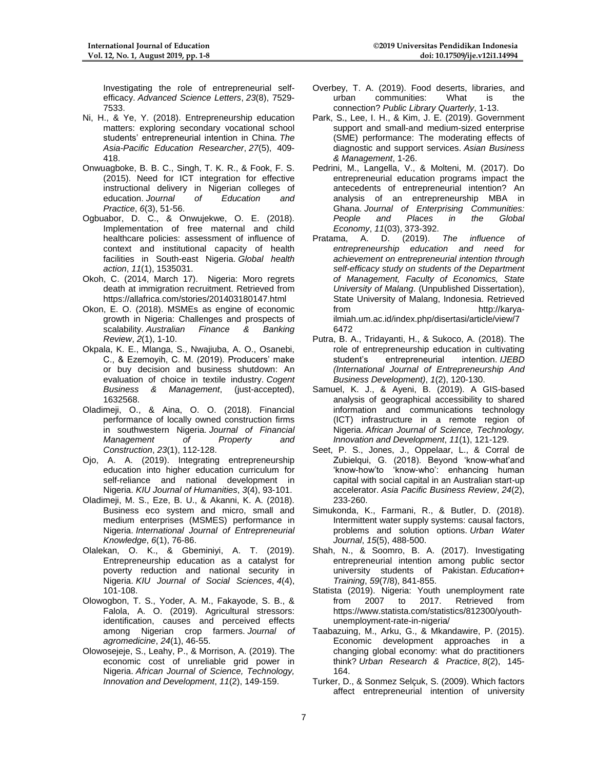Investigating the role of entrepreneurial self-efficacy. *Advanced Science Letters*, *23*(8), 7529-7533.

Ni, H., & Ye, Y. (2018). Entrepreneurship education matters: exploring secondary vocational school students' entrepreneurial intention in China. *The Asia-Pacific Education Researcher*, *27*(5), 409-418.

Onwuagboke, B. B. C., Singh, T. K. R., & Fook, F. S. (2015). Need for ICT integration for effective instructional delivery in Nigerian colleges of education. *Journal of Education and Practice*, *6*(3), 51-56.

Ogbuabor, D. C., & Onwujekwe, O. E. (2018). Implementation of free maternal and child healthcare policies: assessment of influence of context and institutional capacity of health facilities in South-east Nigeria. *Global health action*, *11*(1), 1535031.

Okoh, C. (2014, March 17). Nigeria: Moro regrets death at immigration recruitment. Retrieved from https://allafrica.com/stories/201403180147.html

Okon, E. O. (2018). MSMEs as engine of economic growth in Nigeria: Challenges and prospects of scalability. *Australian Finance & Banking Review*, *2*(1), 1-10.

Okpala, K. E., Mlanga, S., Nwajiuba, A. O., Osanebi, C., & Ezemoyih, C. M. (2019). Producers' make or buy decision and business shutdown: An evaluation of choice in textile industry. *Cogent Business & Management*, (just-accepted), 1632568.

Oladimeji, O., & Aina, O. O. (2018). Financial performance of locally owned construction firms in southwestern Nigeria. *Journal of Financial Management of Property and Construction*, *23*(1), 112-128.

Ojo, A. A. (2019). Integrating entrepreneurship education into higher education curriculum for self-reliance and national development in Nigeria. *KIU Journal of Humanities*, *3*(4), 93-101.

Oladimeji, M. S., Eze, B. U., & Akanni, K. A. (2018). Business eco system and micro, small and medium enterprises (MSMES) performance in Nigeria. *International Journal of Entrepreneurial Knowledge*, *6*(1), 76-86.

Olalekan, O. K., & Gbeminiyi, A. T. (2019). Entrepreneurship education as a catalyst for poverty reduction and national security in Nigeria. *KIU Journal of Social Sciences*, *4*(4), 101-108.

Olowogbon, T. S., Yoder, A. M., Fakayode, S. B., & Falola, A. O. (2019). Agricultural stressors: identification, causes and perceived effects among Nigerian crop farmers. *Journal of agromedicine*, *24*(1), 46-55.

Olowosejeje, S., Leahy, P., & Morrison, A. (2019). The economic cost of unreliable grid power in Nigeria. *African Journal of Science, Technology, Innovation and Development*, *11*(2), 149-159.

Overbey, T. A. (2019). Food deserts, libraries, and urban communities: What is the connection? *Public Library Quarterly*, 1-13.

Park, S., Lee, I. H., & Kim, J. E. (2019). Government support and small-and medium-sized enterprise (SME) performance: The moderating effects of diagnostic and support services. *Asian Business & Management*, 1-26.

Pedrini, M., Langella, V., & Molteni, M. (2017). Do entrepreneurial education programs impact the antecedents of entrepreneurial intention? An analysis of an entrepreneurship MBA in Ghana. *Journal of Enterprising Communities: People and Places in the Global Economy*, *11*(03), 373-392.

Pratama, A. D. (2019). *The influence of entrepreneurship education and need for achievement on entrepreneurial intention through self-efficacy study on students of the Department of Management, Faculty of Economics, State University of Malang*. (Unpublished Dissertation), State University of Malang, Indonesia. Retrieved from http://karya-ilmiah.um.ac.id/index.php/disertasi/article/view/76472

Putra, B. A., Tridayanti, H., & Sukoco, A. (2018). The role of entrepreneurship education in cultivating student's entrepreneurial intention. *IJEBD (International Journal of Entrepreneurship And Business Development)*, *1*(2), 120-130.

Samuel, K. J., & Ayeni, B. (2019). A GIS-based analysis of geographical accessibility to shared information and communications technology (ICT) infrastructure in a remote region of Nigeria. *African Journal of Science, Technology, Innovation and Development*, *11*(1), 121-129.

Seet, P. S., Jones, J., Oppelaar, L., & Corral de Zubielqui, G. (2018). Beyond 'know-what'and 'know-how'to 'know-who': enhancing human capital with social capital in an Australian start-up accelerator. *Asia Pacific Business Review*, *24*(2), 233-260.

Simukonda, K., Farmani, R., & Butler, D. (2018). Intermittent water supply systems: causal factors, problems and solution options. *Urban Water Journal*, *15*(5), 488-500.

Shah, N., & Soomro, B. A. (2017). Investigating entrepreneurial intention among public sector university students of Pakistan. *Education+ Training*, *59*(7/8), 841-855.

Statista (2019). Nigeria: Youth unemployment rate from 2007 to 2017. Retrieved from https://www.statista.com/statistics/812300/youth-unemployment-rate-in-nigeria/

Taabazuing, M., Arku, G., & Mkandawire, P. (2015). Economic development approaches in a changing global economy: what do practitioners think? *Urban Research & Practice*, *8*(2), 145-164.

Turker, D., & Sonmez Selçuk, S. (2009). Which factors affect entrepreneurial intention of university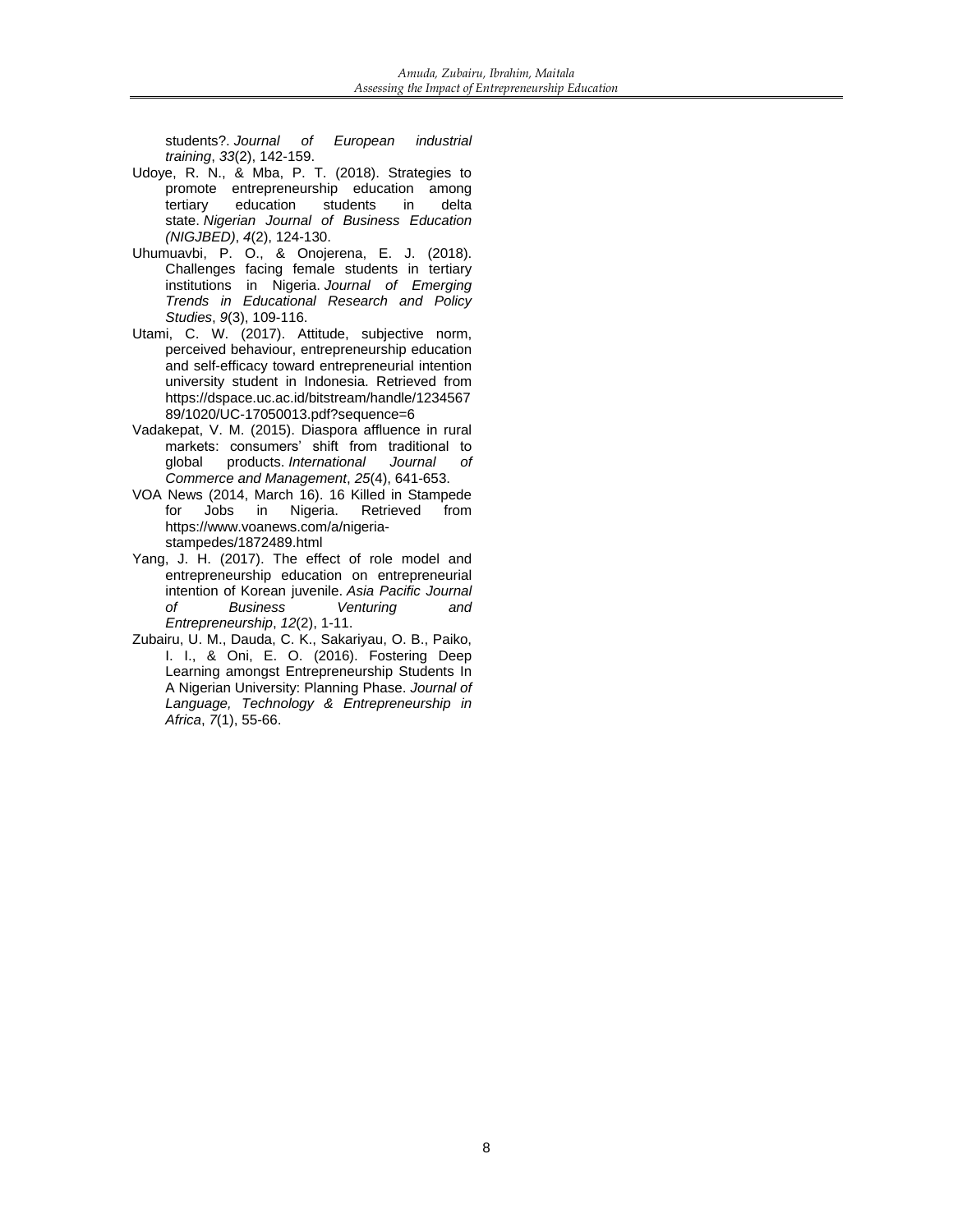students?. *Journal of European industrial training*, *33*(2), 142-159.

Udoye, R. N., & Mba, P. T. (2018). Strategies to promote entrepreneurship education among tertiary education students in delta state. *Nigerian Journal of Business Education (NIGJBED)*, *4*(2), 124-130.

Uhumuavbi, P. O., & Onojerena, E. J. (2018). Challenges facing female students in tertiary institutions in Nigeria. *Journal of Emerging Trends in Educational Research and Policy Studies*, *9*(3), 109-116.

Utami, C. W. (2017). Attitude, subjective norm, perceived behaviour, entrepreneurship education and self-efficacy toward entrepreneurial intention university student in Indonesia. Retrieved from https://dspace.uc.ac.id/bitstream/handle/123456789/1020/UC-17050013.pdf?sequence=6

Vadakepat, V. M. (2015). Diaspora affluence in rural markets: consumers' shift from traditional to global products. *International Journal of Commerce and Management*, *25*(4), 641-653.

VOA News (2014, March 16). 16 Killed in Stampede for Jobs in Nigeria. Retrieved from https://www.voanews.com/a/nigeria-stampedes/1872489.html

Yang, J. H. (2017). The effect of role model and entrepreneurship education on entrepreneurial intention of Korean juvenile. *Asia Pacific Journal of Business Venturing and Entrepreneurship*, *12*(2), 1-11.

Zubairu, U. M., Dauda, C. K., Sakariyau, O. B., Paiko, I. I., & Oni, E. O. (2016). Fostering Deep Learning amongst Entrepreneurship Students In A Nigerian University: Planning Phase. *Journal of Language, Technology & Entrepreneurship in Africa*, *7*(1), 55-66.